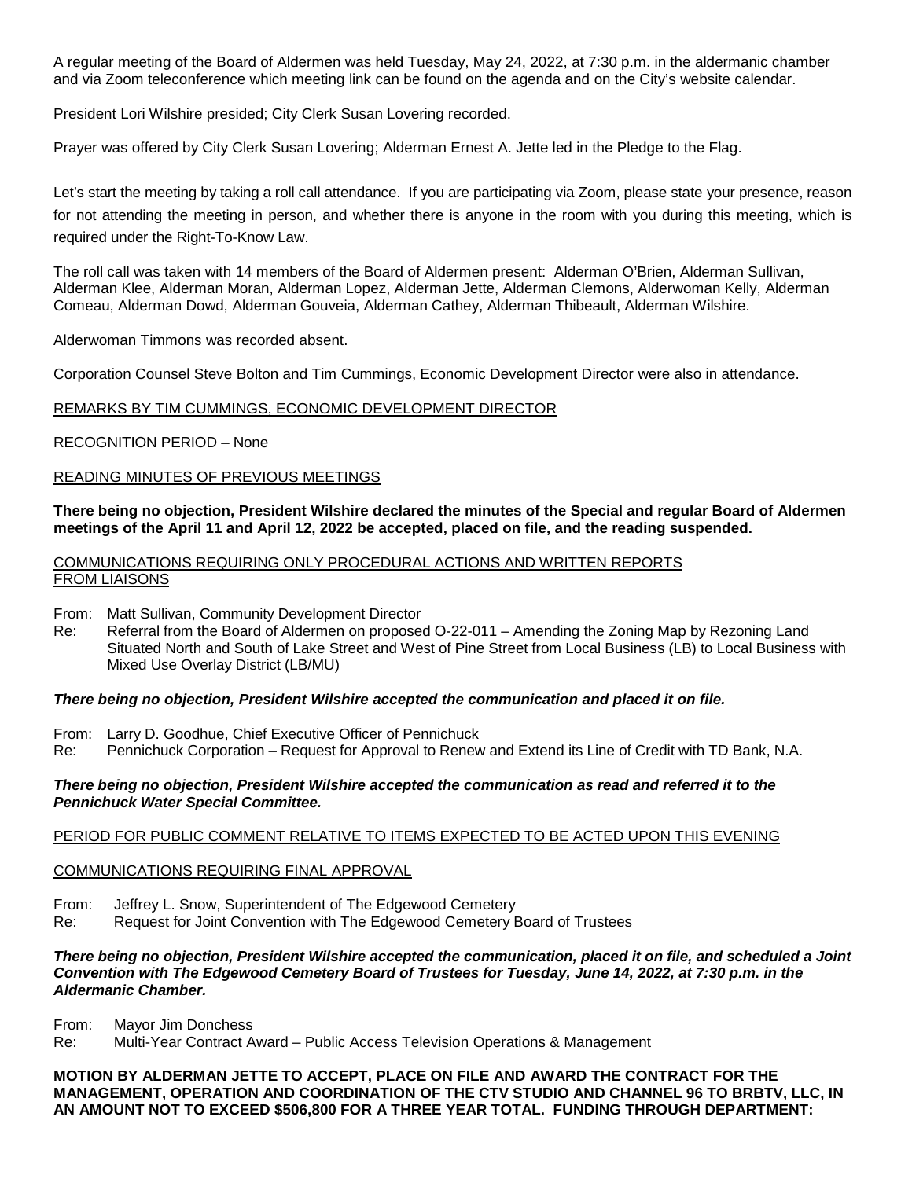A regular meeting of the Board of Aldermen was held Tuesday, May 24, 2022, at 7:30 p.m. in the aldermanic chamber and via Zoom teleconference which meeting link can be found on the agenda and on the City's website calendar.

President Lori Wilshire presided; City Clerk Susan Lovering recorded.

Prayer was offered by City Clerk Susan Lovering; Alderman Ernest A. Jette led in the Pledge to the Flag.

Let's start the meeting by taking a roll call attendance. If you are participating via Zoom, please state your presence, reason for not attending the meeting in person, and whether there is anyone in the room with you during this meeting, which is required under the Right-To-Know Law.

The roll call was taken with 14 members of the Board of Aldermen present: Alderman O'Brien, Alderman Sullivan, Alderman Klee, Alderman Moran, Alderman Lopez, Alderman Jette, Alderman Clemons, Alderwoman Kelly, Alderman Comeau, Alderman Dowd, Alderman Gouveia, Alderman Cathey, Alderman Thibeault, Alderman Wilshire.

Alderwoman Timmons was recorded absent.

Corporation Counsel Steve Bolton and Tim Cummings, Economic Development Director were also in attendance.

REMARKS BY TIM CUMMINGS, ECONOMIC DEVELOPMENT DIRECTOR

RECOGNITION PERIOD – None

READING MINUTES OF PREVIOUS MEETINGS

**There being no objection, President Wilshire declared the minutes of the Special and regular Board of Aldermen meetings of the April 11 and April 12, 2022 be accepted, placed on file, and the reading suspended.**

COMMUNICATIONS REQUIRING ONLY PROCEDURAL ACTIONS AND WRITTEN REPORTS FROM LIAISONS

From: Matt Sullivan, Community Development Director
Re: Referral from the Board of Aldermen on proposed O-22-011 – Amending the Zoning Map by Rezoning Land Situated North and South of Lake Street and West of Pine Street from Local Business (LB) to Local Business with Mixed Use Overlay District (LB/MU)

***There being no objection, President Wilshire accepted the communication and placed it on file.***

From: Larry D. Goodhue, Chief Executive Officer of Pennichuck
Re: Pennichuck Corporation – Request for Approval to Renew and Extend its Line of Credit with TD Bank, N.A.

***There being no objection, President Wilshire accepted the communication as read and referred it to the Pennichuck Water Special Committee.***

PERIOD FOR PUBLIC COMMENT RELATIVE TO ITEMS EXPECTED TO BE ACTED UPON THIS EVENING

COMMUNICATIONS REQUIRING FINAL APPROVAL

From: Jeffrey L. Snow, Superintendent of The Edgewood Cemetery
Re: Request for Joint Convention with The Edgewood Cemetery Board of Trustees

***There being no objection, President Wilshire accepted the communication, placed it on file, and scheduled a Joint Convention with The Edgewood Cemetery Board of Trustees for Tuesday, June 14, 2022, at 7:30 p.m. in the Aldermanic Chamber.***

From: Mayor Jim Donchess
Re: Multi-Year Contract Award – Public Access Television Operations & Management

**MOTION BY ALDERMAN JETTE TO ACCEPT, PLACE ON FILE AND AWARD THE CONTRACT FOR THE MANAGEMENT, OPERATION AND COORDINATION OF THE CTV STUDIO AND CHANNEL 96 TO BRBTV, LLC, IN AN AMOUNT NOT TO EXCEED $506,800 FOR A THREE YEAR TOTAL. FUNDING THROUGH DEPARTMENT:**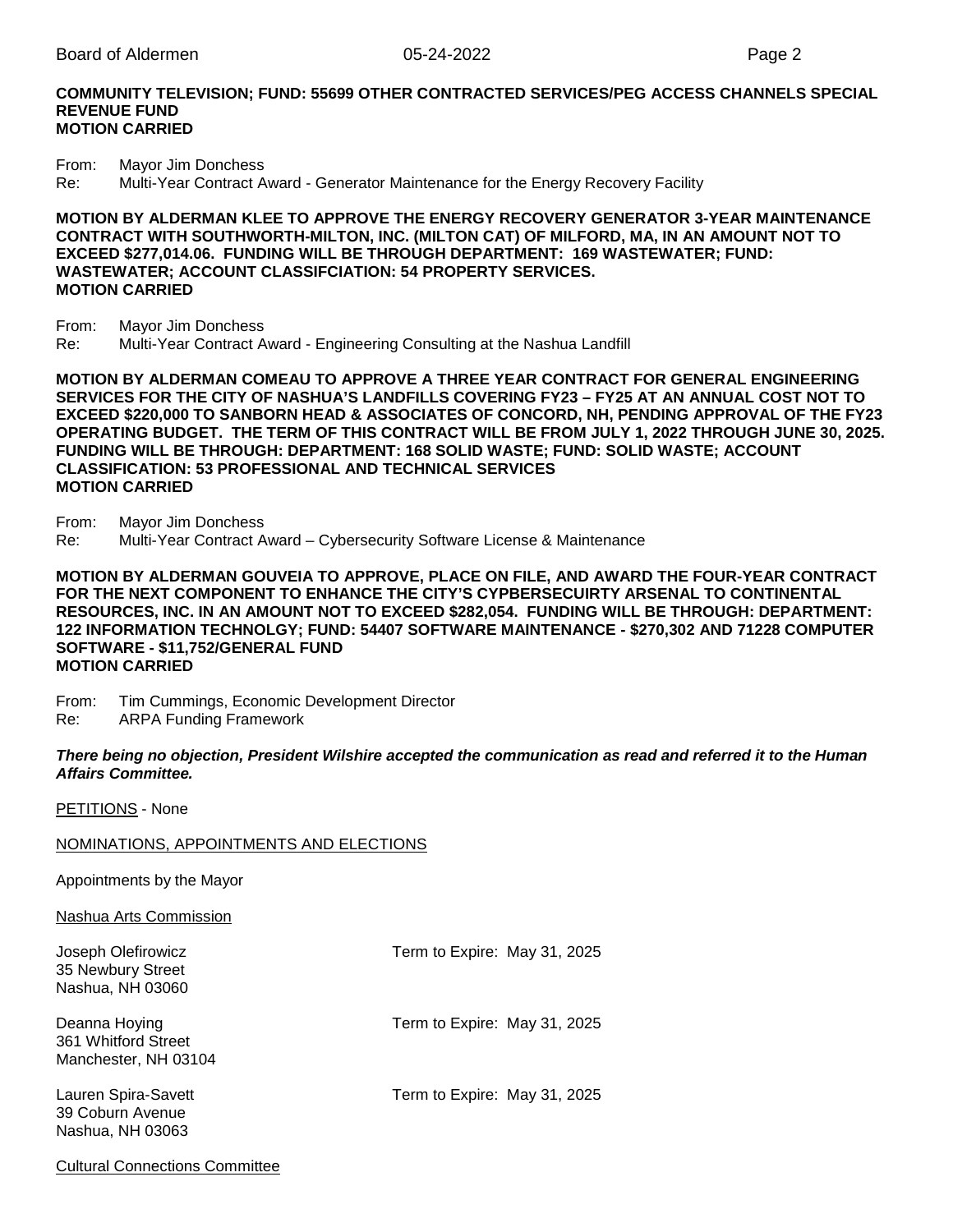**COMMUNITY TELEVISION; FUND: 55699 OTHER CONTRACTED SERVICES/PEG ACCESS CHANNELS SPECIAL REVENUE FUND**
**MOTION CARRIED**

From: Mayor Jim Donchess
Re: Multi-Year Contract Award - Generator Maintenance for the Energy Recovery Facility

**MOTION BY ALDERMAN KLEE TO APPROVE THE ENERGY RECOVERY GENERATOR 3-YEAR MAINTENANCE CONTRACT WITH SOUTHWORTH-MILTON, INC. (MILTON CAT) OF MILFORD, MA, IN AN AMOUNT NOT TO EXCEED $277,014.06. FUNDING WILL BE THROUGH DEPARTMENT: 169 WASTEWATER; FUND: WASTEWATER; ACCOUNT CLASSIFCIATION: 54 PROPERTY SERVICES.**
**MOTION CARRIED**

From: Mayor Jim Donchess
Re: Multi-Year Contract Award - Engineering Consulting at the Nashua Landfill

**MOTION BY ALDERMAN COMEAU TO APPROVE A THREE YEAR CONTRACT FOR GENERAL ENGINEERING SERVICES FOR THE CITY OF NASHUA'S LANDFILLS COVERING FY23 – FY25 AT AN ANNUAL COST NOT TO EXCEED $220,000 TO SANBORN HEAD & ASSOCIATES OF CONCORD, NH, PENDING APPROVAL OF THE FY23 OPERATING BUDGET. THE TERM OF THIS CONTRACT WILL BE FROM JULY 1, 2022 THROUGH JUNE 30, 2025. FUNDING WILL BE THROUGH: DEPARTMENT: 168 SOLID WASTE; FUND: SOLID WASTE; ACCOUNT CLASSIFICATION: 53 PROFESSIONAL AND TECHNICAL SERVICES**
**MOTION CARRIED**

From: Mayor Jim Donchess
Re: Multi-Year Contract Award – Cybersecurity Software License & Maintenance

**MOTION BY ALDERMAN GOUVEIA TO APPROVE, PLACE ON FILE, AND AWARD THE FOUR-YEAR CONTRACT FOR THE NEXT COMPONENT TO ENHANCE THE CITY'S CYPBERSECUIRTY ARSENAL TO CONTINENTAL RESOURCES, INC. IN AN AMOUNT NOT TO EXCEED $282,054. FUNDING WILL BE THROUGH: DEPARTMENT: 122 INFORMATION TECHNOLGY; FUND: 54407 SOFTWARE MAINTENANCE - $270,302 AND 71228 COMPUTER SOFTWARE - $11,752/GENERAL FUND**
**MOTION CARRIED**

From: Tim Cummings, Economic Development Director
Re: ARPA Funding Framework

***There being no objection, President Wilshire accepted the communication as read and referred it to the Human Affairs Committee.***

PETITIONS - None

NOMINATIONS, APPOINTMENTS AND ELECTIONS

Appointments by the Mayor

Nashua Arts Commission

Joseph Olefirowicz — Term to Expire: May 31, 2025
35 Newbury Street
Nashua, NH 03060

Deanna Hoying — Term to Expire: May 31, 2025
361 Whitford Street
Manchester, NH 03104

Lauren Spira-Savett — Term to Expire: May 31, 2025
39 Coburn Avenue
Nashua, NH 03063

Cultural Connections Committee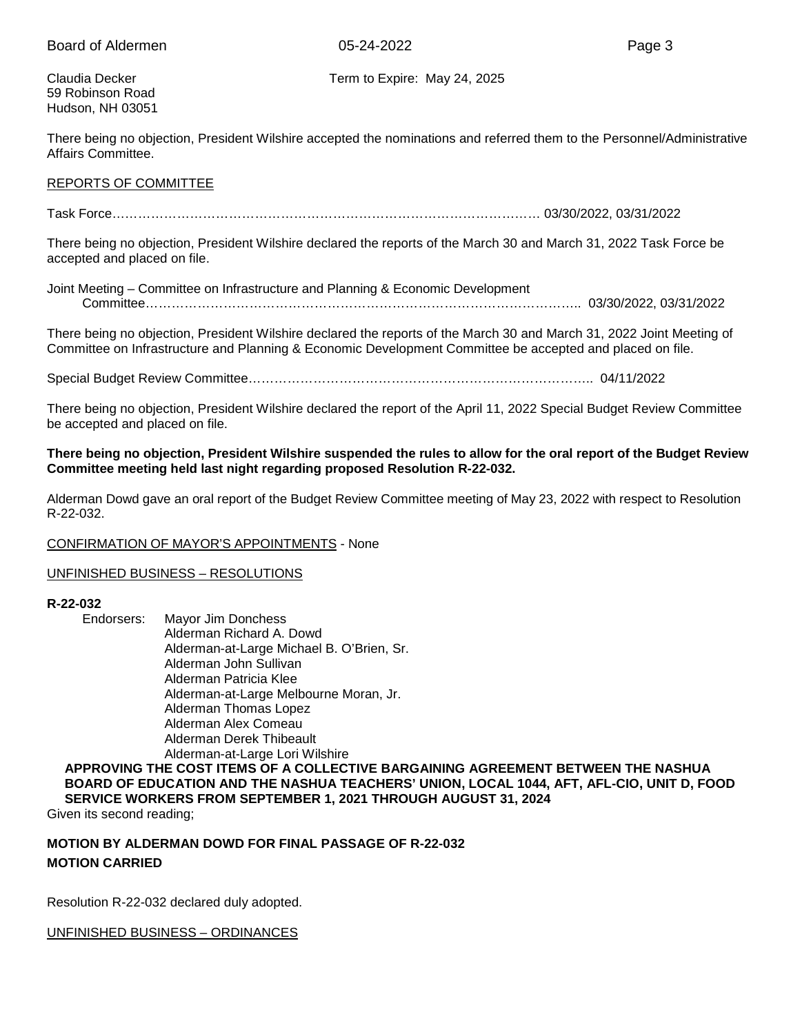Claudia Decker    Term to Expire: May 24, 2025
59 Robinson Road
Hudson, NH 03051

There being no objection, President Wilshire accepted the nominations and referred them to the Personnel/Administrative Affairs Committee.

REPORTS OF COMMITTEE

Task Force………………………………………………………………………………………… 03/30/2022, 03/31/2022

There being no objection, President Wilshire declared the reports of the March 30 and March 31, 2022 Task Force be accepted and placed on file.

Joint Meeting – Committee on Infrastructure and Planning & Economic Development Committee……………………………………………………………………………………….. 03/30/2022, 03/31/2022

There being no objection, President Wilshire declared the reports of the March 30 and March 31, 2022 Joint Meeting of Committee on Infrastructure and Planning & Economic Development Committee be accepted and placed on file.

Special Budget Review Committee……………………………………………………………………….. 04/11/2022

There being no objection, President Wilshire declared the report of the April 11, 2022 Special Budget Review Committee be accepted and placed on file.

**There being no objection, President Wilshire suspended the rules to allow for the oral report of the Budget Review Committee meeting held last night regarding proposed Resolution R-22-032.**

Alderman Dowd gave an oral report of the Budget Review Committee meeting of May 23, 2022 with respect to Resolution R-22-032.

CONFIRMATION OF MAYOR'S APPOINTMENTS - None

UNFINISHED BUSINESS – RESOLUTIONS

**R-22-032**

Endorsers: Mayor Jim Donchess
Alderman Richard A. Dowd
Alderman-at-Large Michael B. O'Brien, Sr.
Alderman John Sullivan
Alderman Patricia Klee
Alderman-at-Large Melbourne Moran, Jr.
Alderman Thomas Lopez
Alderman Alex Comeau
Alderman Derek Thibeault
Alderman-at-Large Lori Wilshire

**APPROVING THE COST ITEMS OF A COLLECTIVE BARGAINING AGREEMENT BETWEEN THE NASHUA BOARD OF EDUCATION AND THE NASHUA TEACHERS' UNION, LOCAL 1044, AFT, AFL-CIO, UNIT D, FOOD SERVICE WORKERS FROM SEPTEMBER 1, 2021 THROUGH AUGUST 31, 2024**

Given its second reading;

**MOTION BY ALDERMAN DOWD FOR FINAL PASSAGE OF R-22-032**

**MOTION CARRIED**

Resolution R-22-032 declared duly adopted.

UNFINISHED BUSINESS – ORDINANCES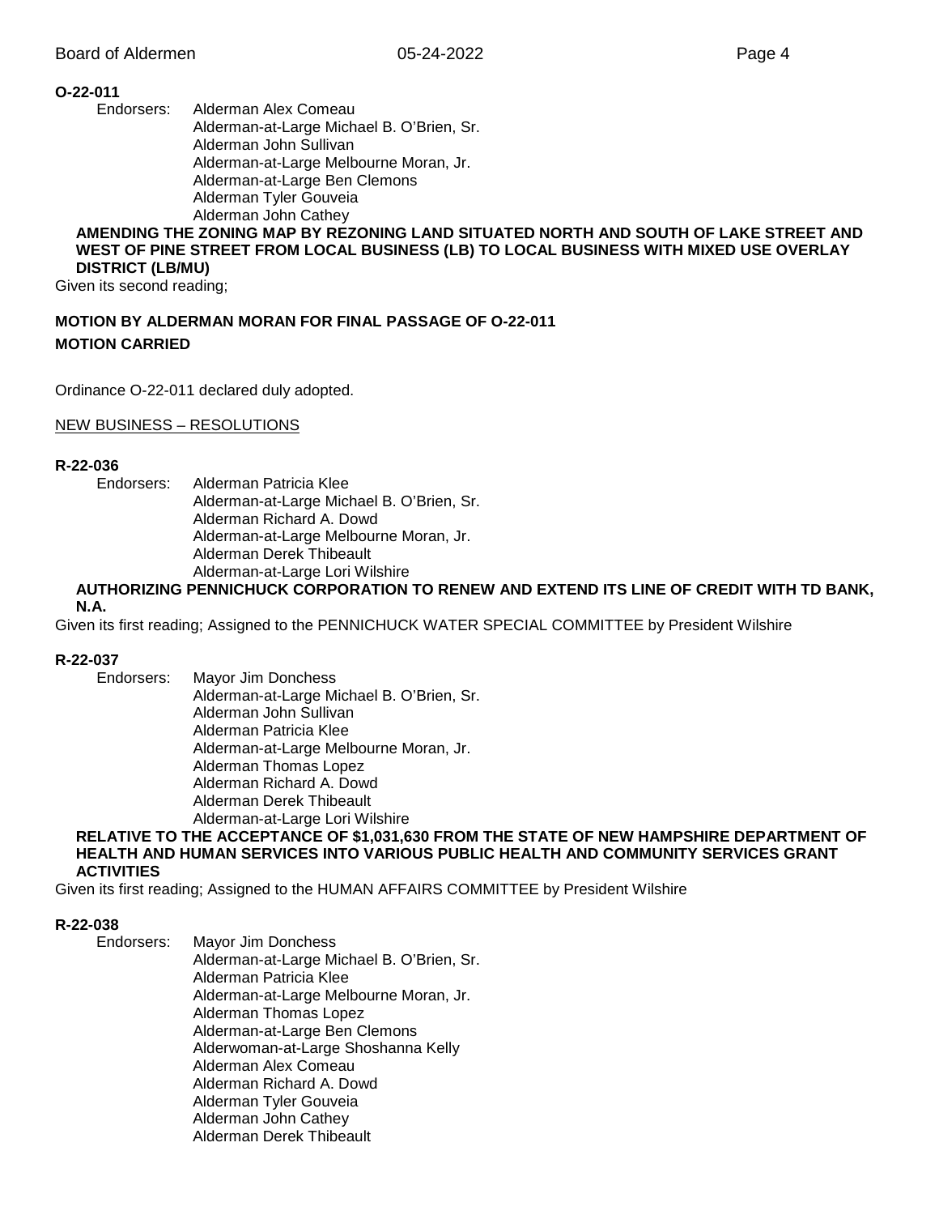**O-22-011**

Endorsers: Alderman Alex Comeau
Alderman-at-Large Michael B. O'Brien, Sr.
Alderman John Sullivan
Alderman-at-Large Melbourne Moran, Jr.
Alderman-at-Large Ben Clemons
Alderman Tyler Gouveia
Alderman John Cathey

**AMENDING THE ZONING MAP BY REZONING LAND SITUATED NORTH AND SOUTH OF LAKE STREET AND WEST OF PINE STREET FROM LOCAL BUSINESS (LB) TO LOCAL BUSINESS WITH MIXED USE OVERLAY DISTRICT (LB/MU)**

Given its second reading;

**MOTION BY ALDERMAN MORAN FOR FINAL PASSAGE OF O-22-011**

**MOTION CARRIED**

Ordinance O-22-011 declared duly adopted.

NEW BUSINESS – RESOLUTIONS

**R-22-036**

Endorsers: Alderman Patricia Klee
Alderman-at-Large Michael B. O'Brien, Sr.
Alderman Richard A. Dowd
Alderman-at-Large Melbourne Moran, Jr.
Alderman Derek Thibeault
Alderman-at-Large Lori Wilshire

**AUTHORIZING PENNICHUCK CORPORATION TO RENEW AND EXTEND ITS LINE OF CREDIT WITH TD BANK, N.A.**

Given its first reading; Assigned to the PENNICHUCK WATER SPECIAL COMMITTEE by President Wilshire

**R-22-037**

Endorsers: Mayor Jim Donchess
Alderman-at-Large Michael B. O'Brien, Sr.
Alderman John Sullivan
Alderman Patricia Klee
Alderman-at-Large Melbourne Moran, Jr.
Alderman Thomas Lopez
Alderman Richard A. Dowd
Alderman Derek Thibeault
Alderman-at-Large Lori Wilshire

**RELATIVE TO THE ACCEPTANCE OF $1,031,630 FROM THE STATE OF NEW HAMPSHIRE DEPARTMENT OF HEALTH AND HUMAN SERVICES INTO VARIOUS PUBLIC HEALTH AND COMMUNITY SERVICES GRANT ACTIVITIES**

Given its first reading; Assigned to the HUMAN AFFAIRS COMMITTEE by President Wilshire

**R-22-038**

Endorsers: Mayor Jim Donchess
Alderman-at-Large Michael B. O'Brien, Sr.
Alderman Patricia Klee
Alderman-at-Large Melbourne Moran, Jr.
Alderman Thomas Lopez
Alderman-at-Large Ben Clemons
Alderwoman-at-Large Shoshanna Kelly
Alderman Alex Comeau
Alderman Richard A. Dowd
Alderman Tyler Gouveia
Alderman John Cathey
Alderman Derek Thibeault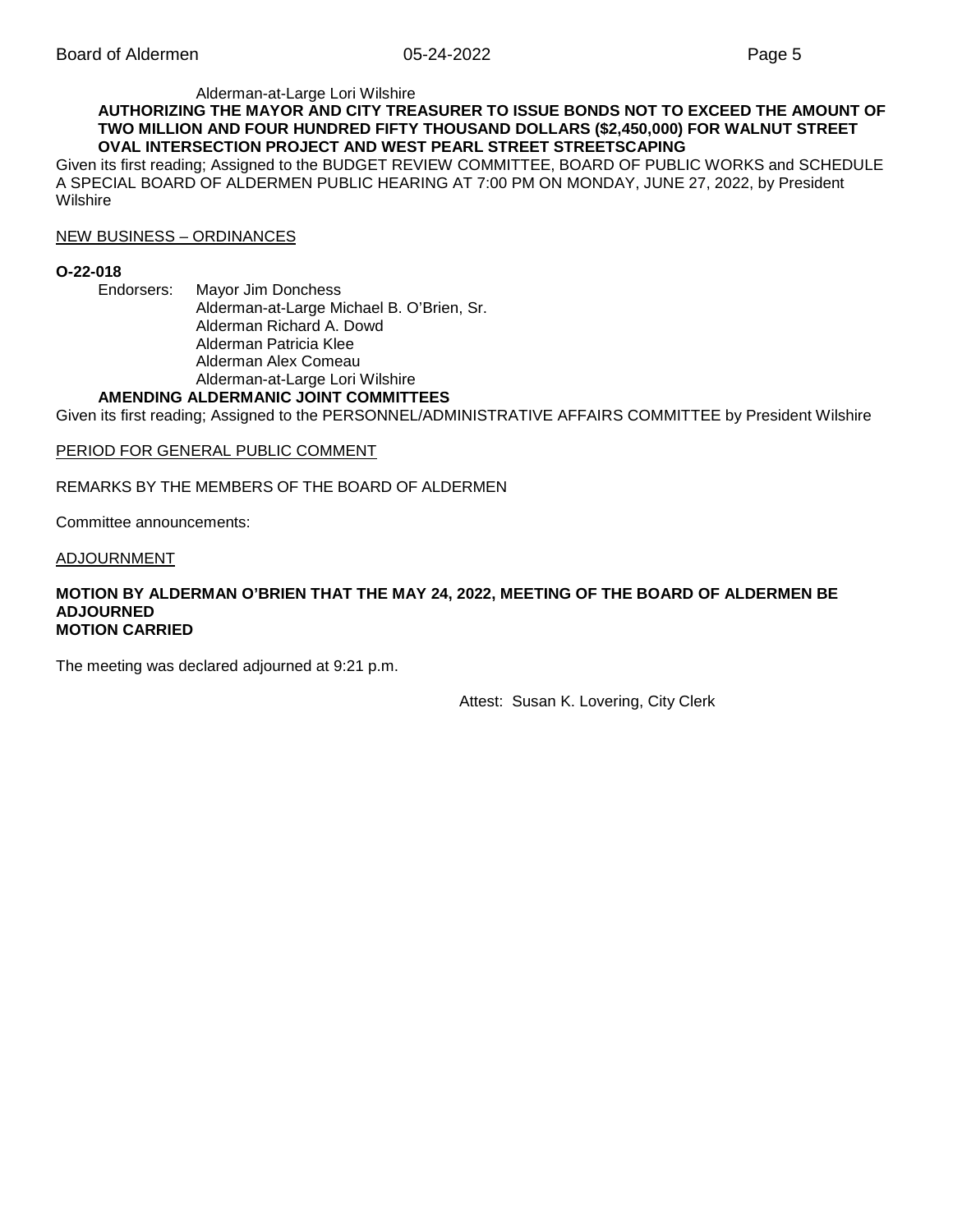Alderman-at-Large Lori Wilshire

**AUTHORIZING THE MAYOR AND CITY TREASURER TO ISSUE BONDS NOT TO EXCEED THE AMOUNT OF TWO MILLION AND FOUR HUNDRED FIFTY THOUSAND DOLLARS ($2,450,000) FOR WALNUT STREET OVAL INTERSECTION PROJECT AND WEST PEARL STREET STREETSCAPING**

Given its first reading; Assigned to the BUDGET REVIEW COMMITTEE, BOARD OF PUBLIC WORKS and SCHEDULE A SPECIAL BOARD OF ALDERMEN PUBLIC HEARING AT 7:00 PM ON MONDAY, JUNE 27, 2022, by President Wilshire

NEW BUSINESS – ORDINANCES

**O-22-018**

Endorsers: Mayor Jim Donchess
Alderman-at-Large Michael B. O'Brien, Sr.
Alderman Richard A. Dowd
Alderman Patricia Klee
Alderman Alex Comeau
Alderman-at-Large Lori Wilshire

**AMENDING ALDERMANIC JOINT COMMITTEES**

Given its first reading; Assigned to the PERSONNEL/ADMINISTRATIVE AFFAIRS COMMITTEE by President Wilshire

PERIOD FOR GENERAL PUBLIC COMMENT

REMARKS BY THE MEMBERS OF THE BOARD OF ALDERMEN

Committee announcements:

ADJOURNMENT

**MOTION BY ALDERMAN O'BRIEN THAT THE MAY 24, 2022, MEETING OF THE BOARD OF ALDERMEN BE ADJOURNED**
**MOTION CARRIED**

The meeting was declared adjourned at 9:21 p.m.

Attest: Susan K. Lovering, City Clerk